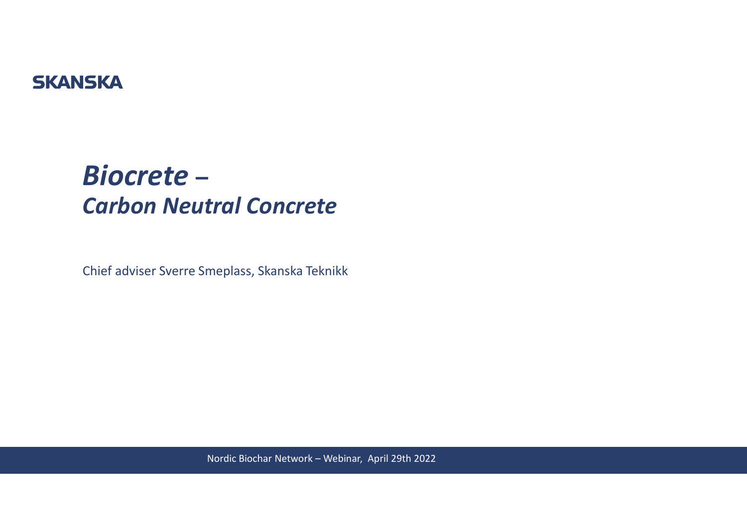SKANSKA

# *Biocrete –*
# *Carbon Neutral Concrete*

Chief adviser Sverre Smeplass, Skanska Teknikk

Nordic Biochar Network – Webinar, April 29th 2022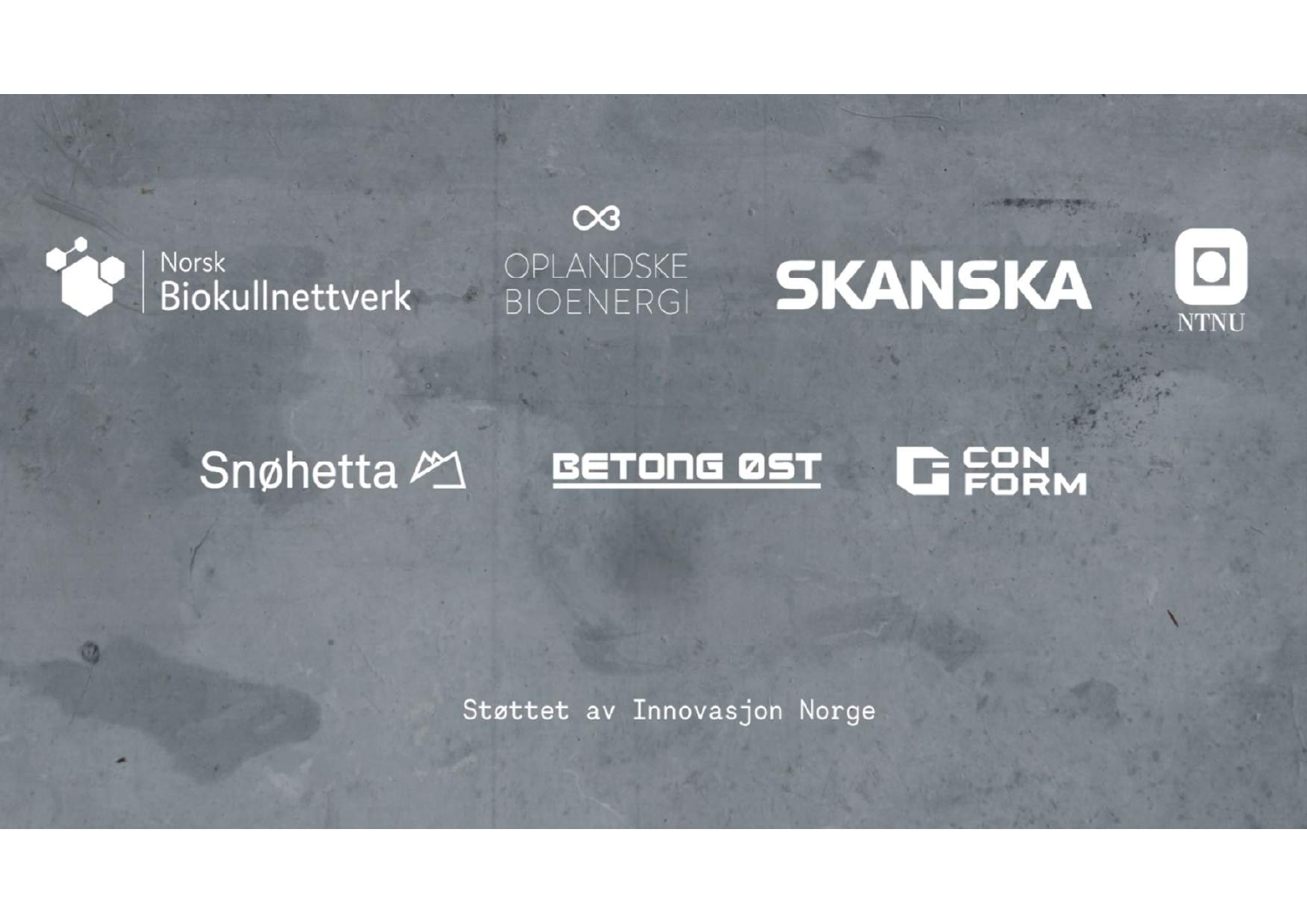Norsk Biokullnettverk

OPLANDSKE BIOENERGI

SKANSKA

NTNU

Snøhetta

BETONG ØST

CON FORM

Støttet av Innovasjon Norge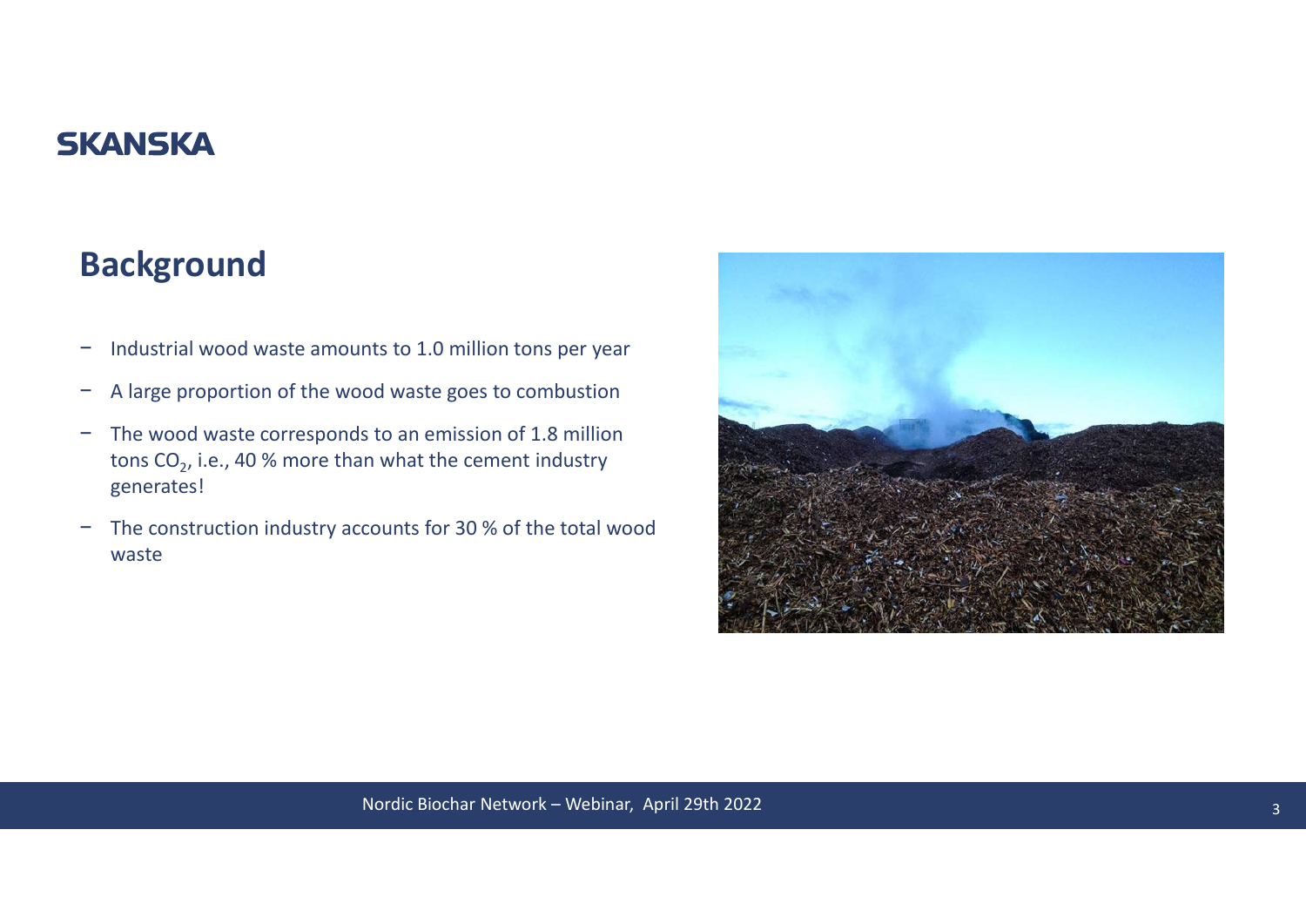SKANSKA

## Background

- Industrial wood waste amounts to 1.0 million tons per year
- A large proportion of the wood waste goes to combustion
- The wood waste corresponds to an emission of 1.8 million tons $CO_2$, i.e., 40 % more than what the cement industry generates!
- The construction industry accounts for 30 % of the total wood waste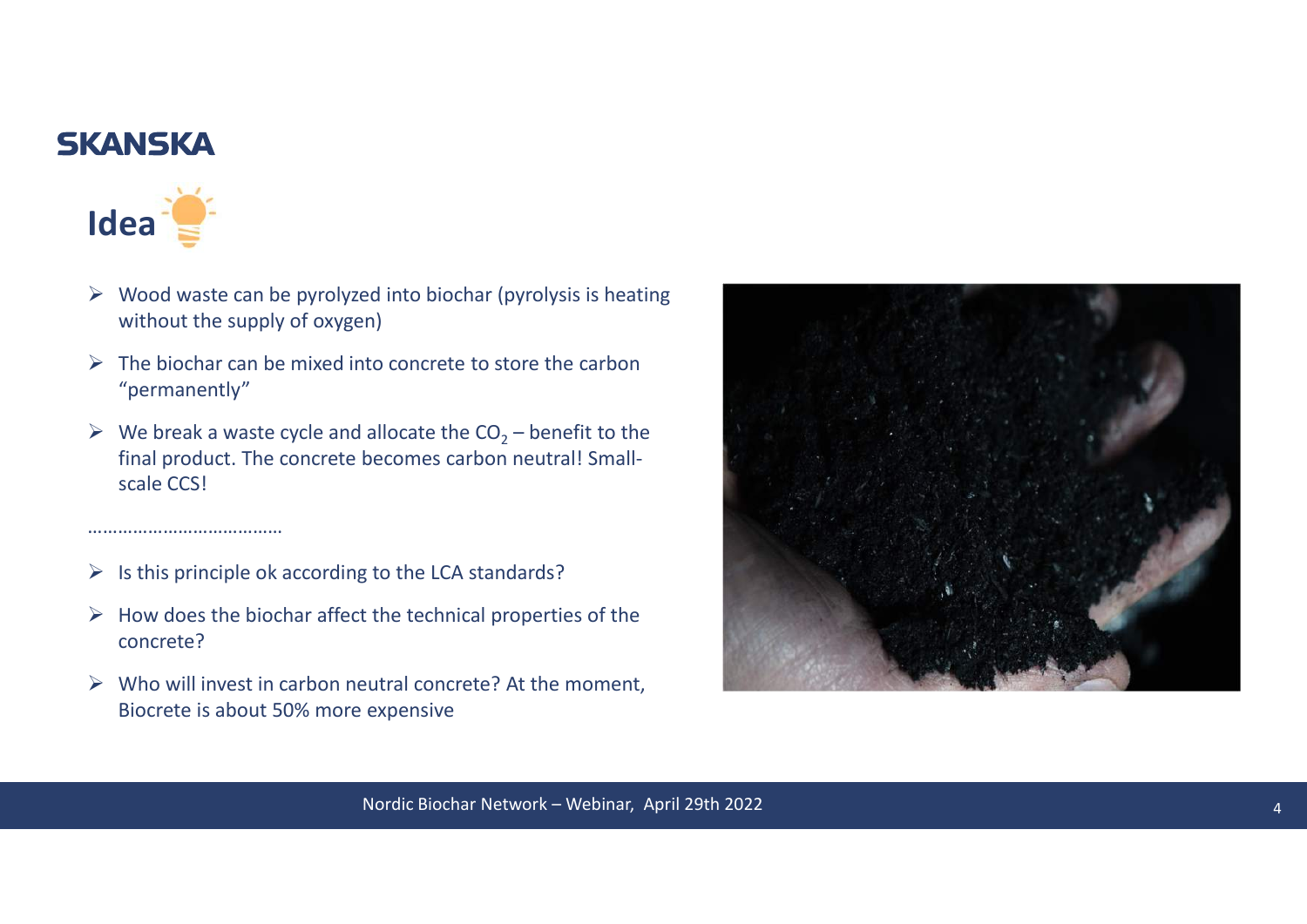SKANSKA

# Idea

- Wood waste can be pyrolyzed into biochar (pyrolysis is heating without the supply of oxygen)
- The biochar can be mixed into concrete to store the carbon "permanently"
- We break a waste cycle and allocate the $CO_2$ – benefit to the final product. The concrete becomes carbon neutral! Small-scale CCS!

………………………………

- Is this principle ok according to the LCA standards?
- How does the biochar affect the technical properties of the concrete?
- Who will invest in carbon neutral concrete? At the moment, Biocrete is about 50% more expensive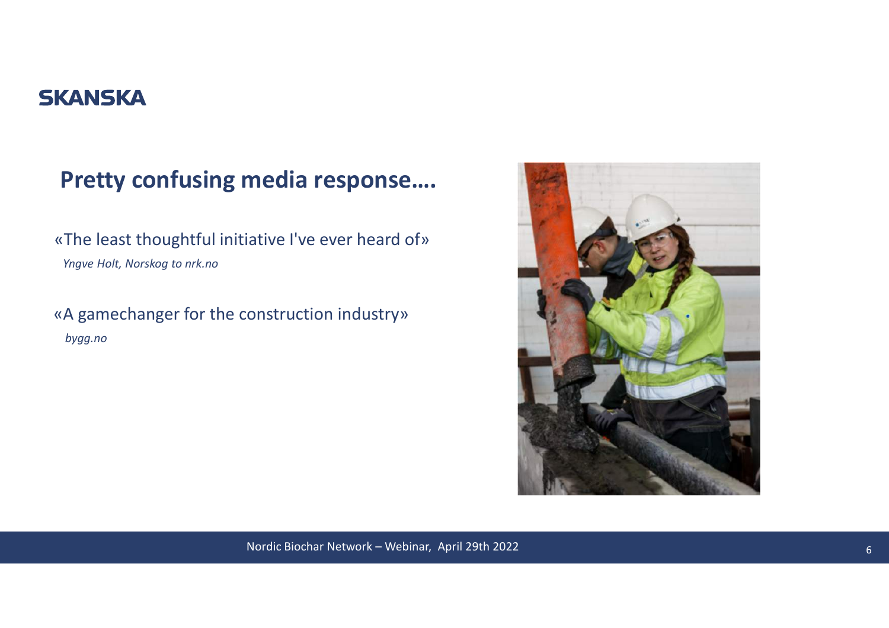SKANSKA

## Pretty confusing media response….

«The least thoughtful initiative I've ever heard of»

*Yngve Holt, Norskog to nrk.no*

«A gamechanger for the construction industry»

*bygg.no*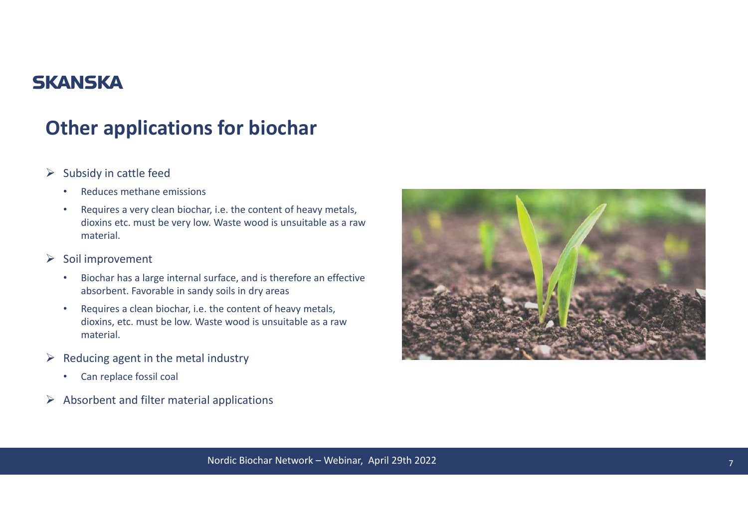SKANSKA

# Other applications for biochar

- Subsidy in cattle feed
  - Reduces methane emissions
  - Requires a very clean biochar, i.e. the content of heavy metals, dioxins etc. must be very low. Waste wood is unsuitable as a raw material.
- Soil improvement
  - Biochar has a large internal surface, and is therefore an effective absorbent. Favorable in sandy soils in dry areas
  - Requires a clean biochar, i.e. the content of heavy metals, dioxins, etc. must be low. Waste wood is unsuitable as a raw material.
- Reducing agent in the metal industry
  - Can replace fossil coal
- Absorbent and filter material applications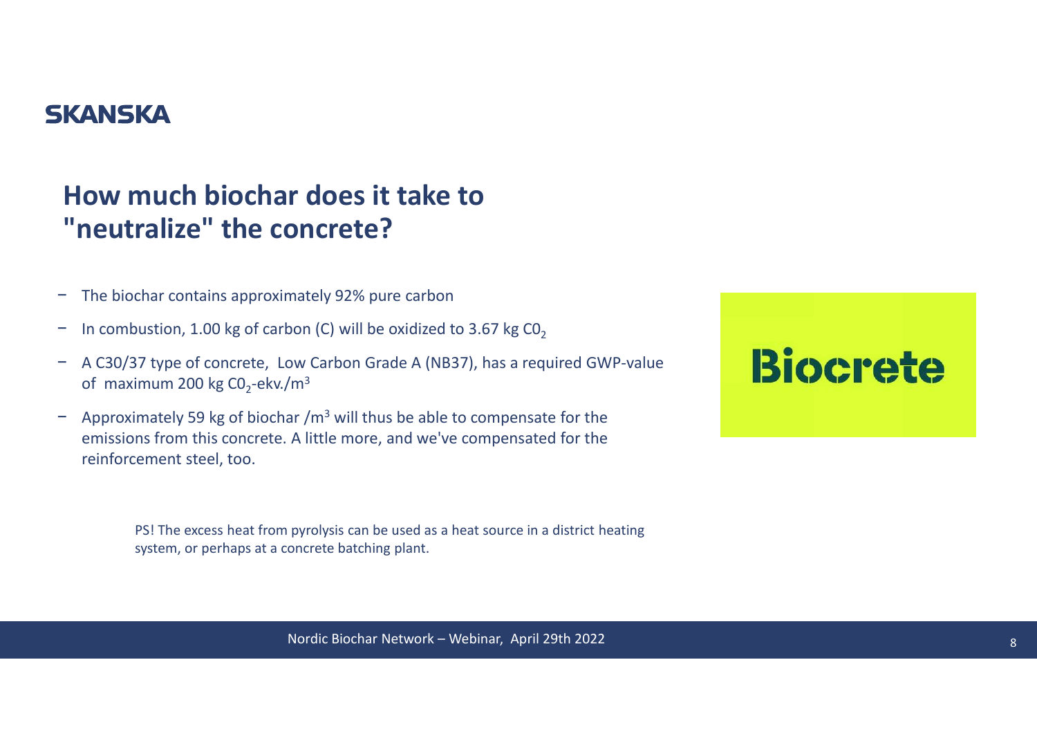SKANSKA

# How much biochar does it take to "neutralize" the concrete?

- The biochar contains approximately 92% pure carbon
- In combustion, 1.00 kg of carbon (C) will be oxidized to 3.67 kg $C0_2$
- A C30/37 type of concrete, Low Carbon Grade A (NB37), has a required GWP-value of maximum 200 kg $C0_2$-ekv./$m^3$
- Approximately 59 kg of biochar /$m^3$ will thus be able to compensate for the emissions from this concrete. A little more, and we've compensated for the reinforcement steel, too.

Biocrete

PS! The excess heat from pyrolysis can be used as a heat source in a district heating system, or perhaps at a concrete batching plant.

Nordic Biochar Network – Webinar, April 29th 2022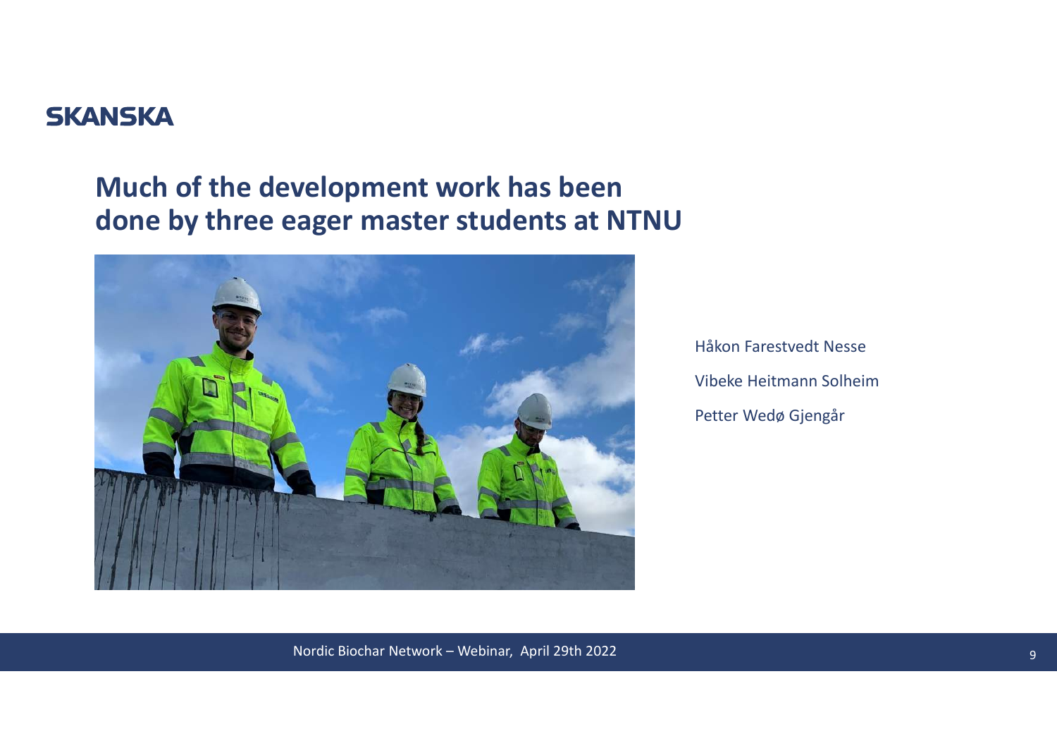SKANSKA

## Much of the development work has been done by three eager master students at NTNU

Håkon Farestvedt Nesse

Vibeke Heitmann Solheim

Petter Wedø Gjengår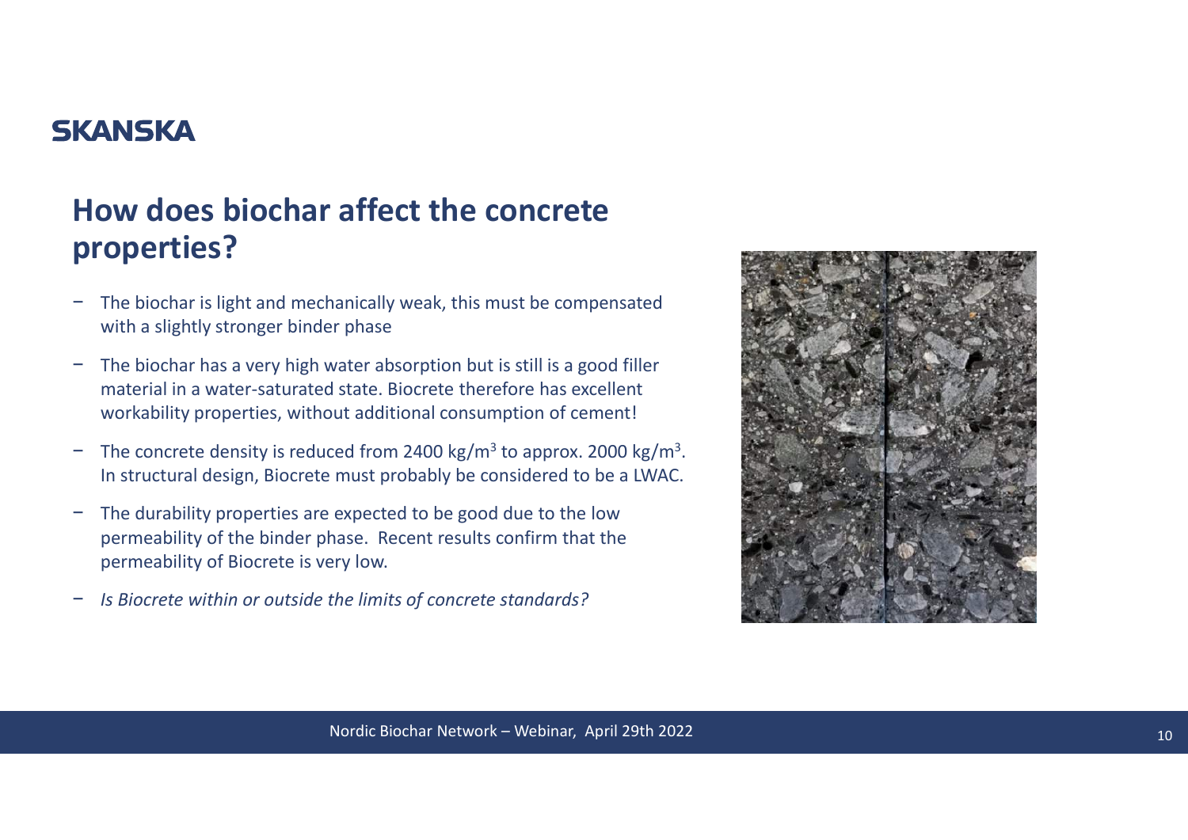SKANSKA

## How does biochar affect the concrete properties?

- The biochar is light and mechanically weak, this must be compensated with a slightly stronger binder phase
- The biochar has a very high water absorption but is still is a good filler material in a water-saturated state. Biocrete therefore has excellent workability properties, without additional consumption of cement!
- The concrete density is reduced from 2400 kg/m$^3$ to approx. 2000 kg/m$^3$. In structural design, Biocrete must probably be considered to be a LWAC.
- The durability properties are expected to be good due to the low permeability of the binder phase. Recent results confirm that the permeability of Biocrete is very low.
- *Is Biocrete within or outside the limits of concrete standards?*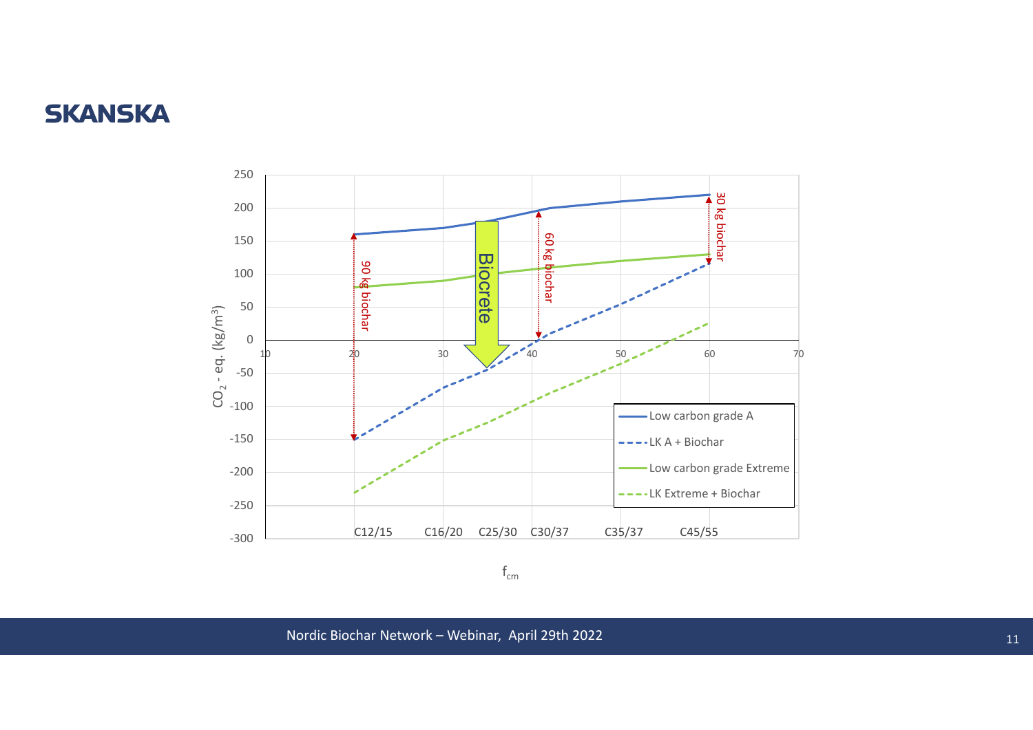**SKANSKA**

Biocrete

90 kg biochar

60 kg biochar

30 kg biochar

$CO_2$ - eq. (kg/m³)

$f_{cm}$

C12/15 C16/20 C25/30 C30/37 C35/37 C45/55

- Low carbon grade A
- LK A + Biochar
- Low carbon grade Extreme
- LK Extreme + Biochar

Nordic Biochar Network – Webinar, April 29th 2022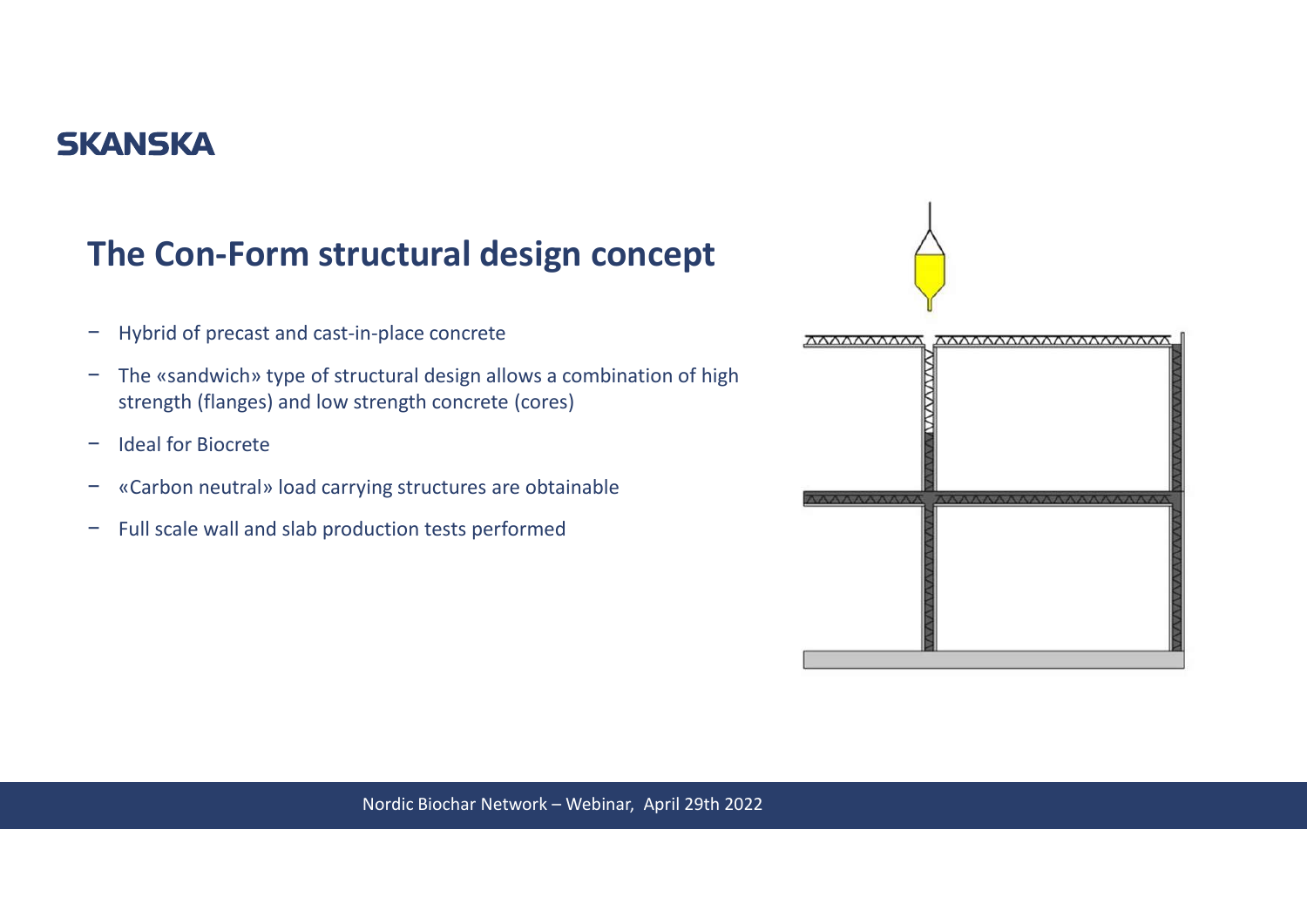## The Con-Form structural design concept

- Hybrid of precast and cast-in-place concrete
- The «sandwich» type of structural design allows a combination of high strength (flanges) and low strength concrete (cores)
- Ideal for Biocrete
- «Carbon neutral» load carrying structures are obtainable
- Full scale wall and slab production tests performed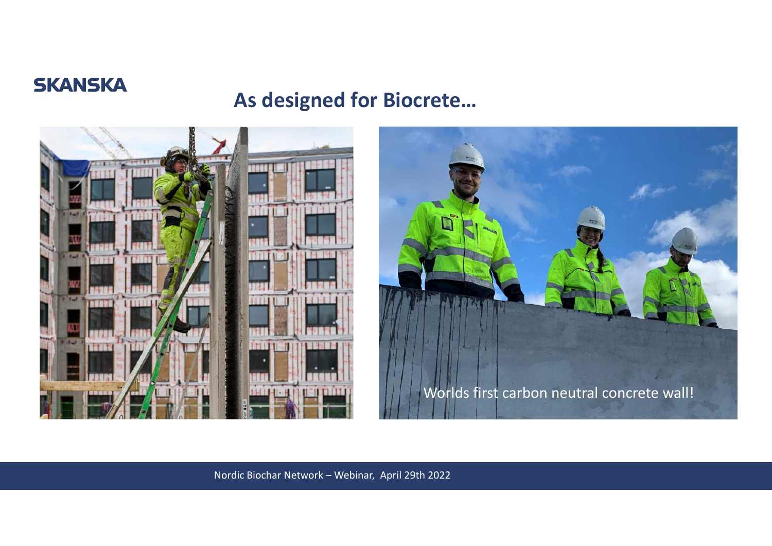SKANSKA

# As designed for Biocrete…

Worlds first carbon neutral concrete wall!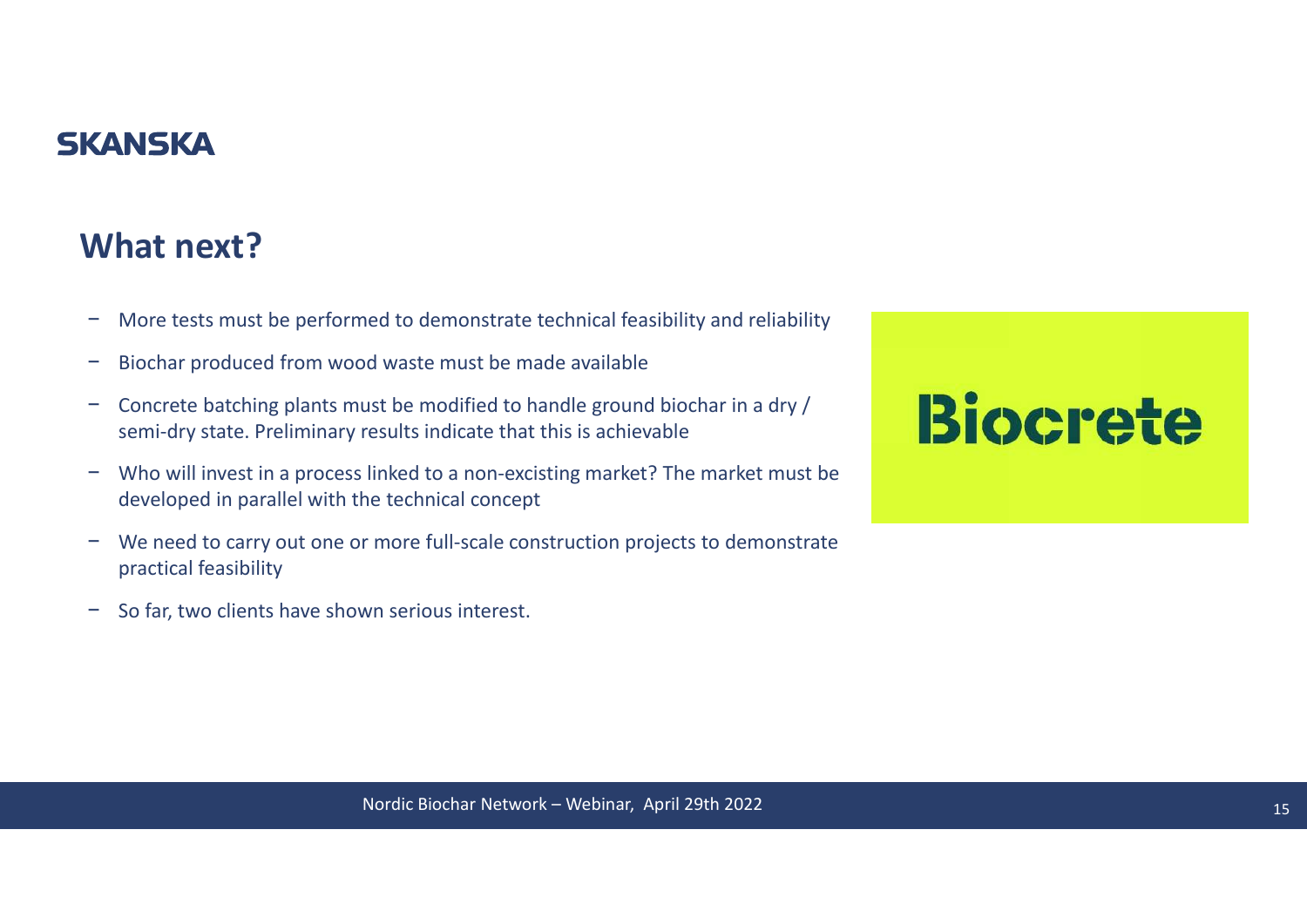SKANSKA

## What next?

- More tests must be performed to demonstrate technical feasibility and reliability
- Biochar produced from wood waste must be made available
- Concrete batching plants must be modified to handle ground biochar in a dry / semi-dry state. Preliminary results indicate that this is achievable
- Who will invest in a process linked to a non-excisting market? The market must be developed in parallel with the technical concept
- We need to carry out one or more full-scale construction projects to demonstrate practical feasibility
- So far, two clients have shown serious interest.

Biocrete